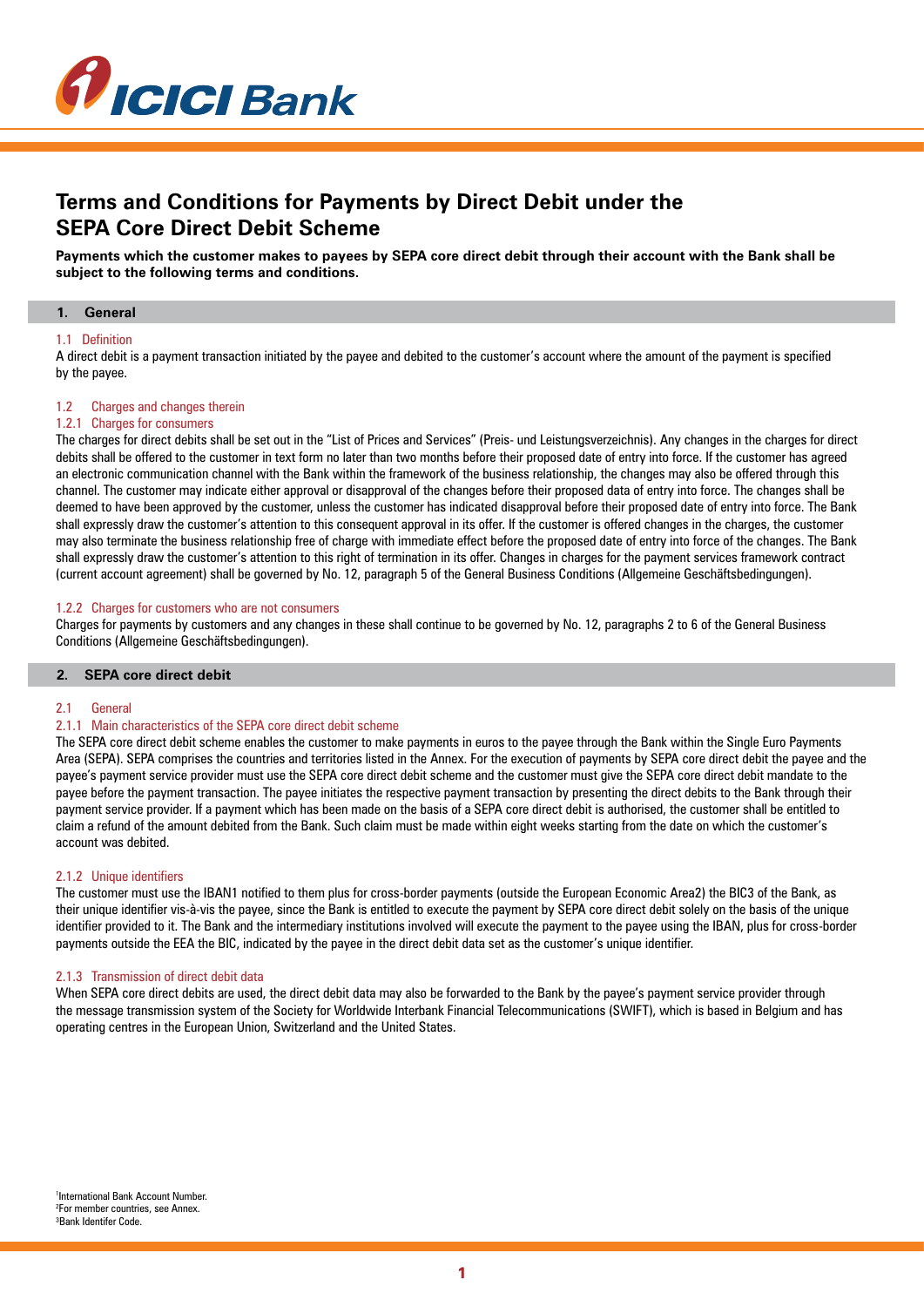# Terms and Conditions for Payments by Direct Debit under the SEPA Core Direct Debit Scheme

**Payments which the customer makes to payees by SEPA core direct debit through their account with the Bank shall be subject to the following terms and conditions.**

## 1. General

### 1.1 Definition

A direct debit is a payment transaction initiated by the payee and debited to the customer's account where the amount of the payment is specified by the payee.

### 1.2 Charges and changes therein

#### 1.2.1 Charges for consumers

The charges for direct debits shall be set out in the "List of Prices and Services" (Preis- und Leistungsverzeichnis). Any changes in the charges for direct debits shall be offered to the customer in text form no later than two months before their proposed date of entry into force. If the customer has agreed an electronic communication channel with the Bank within the framework of the business relationship, the changes may also be offered through this channel. The customer may indicate either approval or disapproval of the changes before their proposed data of entry into force. The changes shall be deemed to have been approved by the customer, unless the customer has indicated disapproval before their proposed date of entry into force. The Bank shall expressly draw the customer's attention to this consequent approval in its offer. If the customer is offered changes in the charges, the customer may also terminate the business relationship free of charge with immediate effect before the proposed date of entry into force of the changes. The Bank shall expressly draw the customer's attention to this right of termination in its offer. Changes in charges for the payment services framework contract (current account agreement) shall be governed by No. 12, paragraph 5 of the General Business Conditions (Allgemeine Geschäftsbedingungen).

#### 1.2.2 Charges for customers who are not consumers

Charges for payments by customers and any changes in these shall continue to be governed by No. 12, paragraphs 2 to 6 of the General Business Conditions (Allgemeine Geschäftsbedingungen).

## 2. SEPA core direct debit

### 2.1 General

#### 2.1.1 Main characteristics of the SEPA core direct debit scheme

The SEPA core direct debit scheme enables the customer to make payments in euros to the payee through the Bank within the Single Euro Payments Area (SEPA). SEPA comprises the countries and territories listed in the Annex. For the execution of payments by SEPA core direct debit the payee and the payee's payment service provider must use the SEPA core direct debit scheme and the customer must give the SEPA core direct debit mandate to the payee before the payment transaction. The payee initiates the respective payment transaction by presenting the direct debits to the Bank through their payment service provider. If a payment which has been made on the basis of a SEPA core direct debit is authorised, the customer shall be entitled to claim a refund of the amount debited from the Bank. Such claim must be made within eight weeks starting from the date on which the customer's account was debited.

#### 2.1.2 Unique identifiers

The customer must use the IBAN[1] notified to them plus for cross-border payments (outside the European Economic Area[2]) the BIC[3] of the Bank, as their unique identifier vis-à-vis the payee, since the Bank is entitled to execute the payment by SEPA core direct debit solely on the basis of the unique identifier provided to it. The Bank and the intermediary institutions involved will execute the payment to the payee using the IBAN, plus for cross-border payments outside the EEA the BIC, indicated by the payee in the direct debit data set as the customer's unique identifier.

#### 2.1.3 Transmission of direct debit data

When SEPA core direct debits are used, the direct debit data may also be forwarded to the Bank by the payee's payment service provider through the message transmission system of the Society for Worldwide Interbank Financial Telecommunications (SWIFT), which is based in Belgium and has operating centres in the European Union, Switzerland and the United States.

[1] International Bank Account Number.
[2] For member countries, see Annex.
[3] Bank Identifer Code.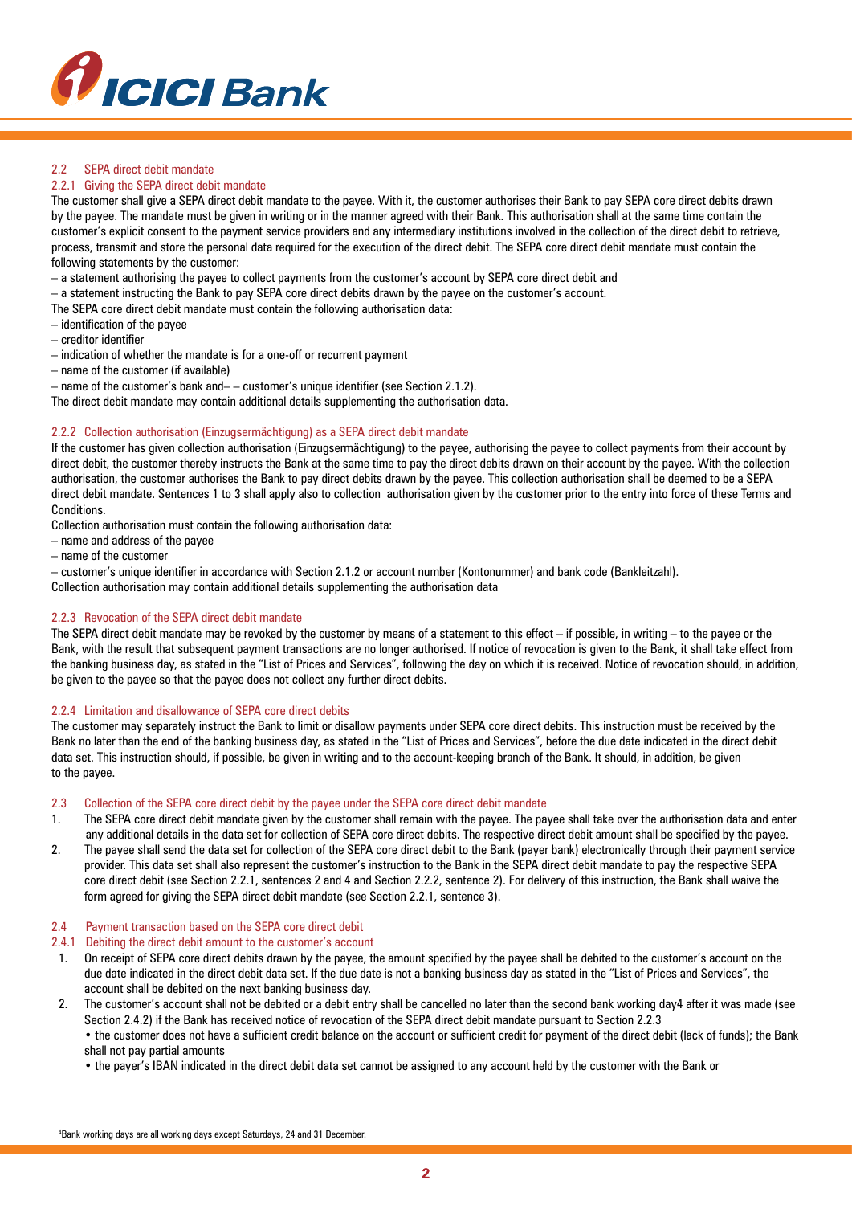## 2.2 SEPA direct debit mandate

### 2.2.1 Giving the SEPA direct debit mandate

The customer shall give a SEPA direct debit mandate to the payee. With it, the customer authorises their Bank to pay SEPA core direct debits drawn by the payee. The mandate must be given in writing or in the manner agreed with their Bank. This authorisation shall at the same time contain the customer's explicit consent to the payment service providers and any intermediary institutions involved in the collection of the direct debit to retrieve, process, transmit and store the personal data required for the execution of the direct debit. The SEPA core direct debit mandate must contain the following statements by the customer:

– a statement authorising the payee to collect payments from the customer's account by SEPA core direct debit and
– a statement instructing the Bank to pay SEPA core direct debits drawn by the payee on the customer's account.

The SEPA core direct debit mandate must contain the following authorisation data:

– identification of the payee
– creditor identifier
– indication of whether the mandate is for a one-off or recurrent payment
– name of the customer (if available)
– name of the customer's bank and– – customer's unique identifier (see Section 2.1.2).

The direct debit mandate may contain additional details supplementing the authorisation data.

### 2.2.2 Collection authorisation (Einzugsermächtigung) as a SEPA direct debit mandate

If the customer has given collection authorisation (Einzugsermächtigung) to the payee, authorising the payee to collect payments from their account by direct debit, the customer thereby instructs the Bank at the same time to pay the direct debits drawn on their account by the payee. With the collection authorisation, the customer authorises the Bank to pay direct debits drawn by the payee. This collection authorisation shall be deemed to be a SEPA direct debit mandate. Sentences 1 to 3 shall apply also to collection authorisation given by the customer prior to the entry into force of these Terms and Conditions.

Collection authorisation must contain the following authorisation data:

– name and address of the payee
– name of the customer
– customer's unique identifier in accordance with Section 2.1.2 or account number (Kontonummer) and bank code (Bankleitzahl).

Collection authorisation may contain additional details supplementing the authorisation data

### 2.2.3 Revocation of the SEPA direct debit mandate

The SEPA direct debit mandate may be revoked by the customer by means of a statement to this effect – if possible, in writing – to the payee or the Bank, with the result that subsequent payment transactions are no longer authorised. If notice of revocation is given to the Bank, it shall take effect from the banking business day, as stated in the "List of Prices and Services", following the day on which it is received. Notice of revocation should, in addition, be given to the payee so that the payee does not collect any further direct debits.

### 2.2.4 Limitation and disallowance of SEPA core direct debits

The customer may separately instruct the Bank to limit or disallow payments under SEPA core direct debits. This instruction must be received by the Bank no later than the end of the banking business day, as stated in the "List of Prices and Services", before the due date indicated in the direct debit data set. This instruction should, if possible, be given in writing and to the account-keeping branch of the Bank. It should, in addition, be given to the payee.

## 2.3 Collection of the SEPA core direct debit by the payee under the SEPA core direct debit mandate

1. The SEPA core direct debit mandate given by the customer shall remain with the payee. The payee shall take over the authorisation data and enter any additional details in the data set for collection of SEPA core direct debits. The respective direct debit amount shall be specified by the payee.
2. The payee shall send the data set for collection of the SEPA core direct debit to the Bank (payer bank) electronically through their payment service provider. This data set shall also represent the customer's instruction to the Bank in the SEPA direct debit mandate to pay the respective SEPA core direct debit (see Section 2.2.1, sentences 2 and 4 and Section 2.2.2, sentence 2). For delivery of this instruction, the Bank shall waive the form agreed for giving the SEPA direct debit mandate (see Section 2.2.1, sentence 3).

## 2.4 Payment transaction based on the SEPA core direct debit

### 2.4.1 Debiting the direct debit amount to the customer's account

1. On receipt of SEPA core direct debits drawn by the payee, the amount specified by the payee shall be debited to the customer's account on the due date indicated in the direct debit data set. If the due date is not a banking business day as stated in the "List of Prices and Services", the account shall be debited on the next banking business day.
2. The customer's account shall not be debited or a debit entry shall be cancelled no later than the second bank working day[4] after it was made (see Section 2.4.2) if the Bank has received notice of revocation of the SEPA direct debit mandate pursuant to Section 2.2.3
   - the customer does not have a sufficient credit balance on the account or sufficient credit for payment of the direct debit (lack of funds); the Bank shall not pay partial amounts
   - the payer's IBAN indicated in the direct debit data set cannot be assigned to any account held by the customer with the Bank or

[4] Bank working days are all working days except Saturdays, 24 and 31 December.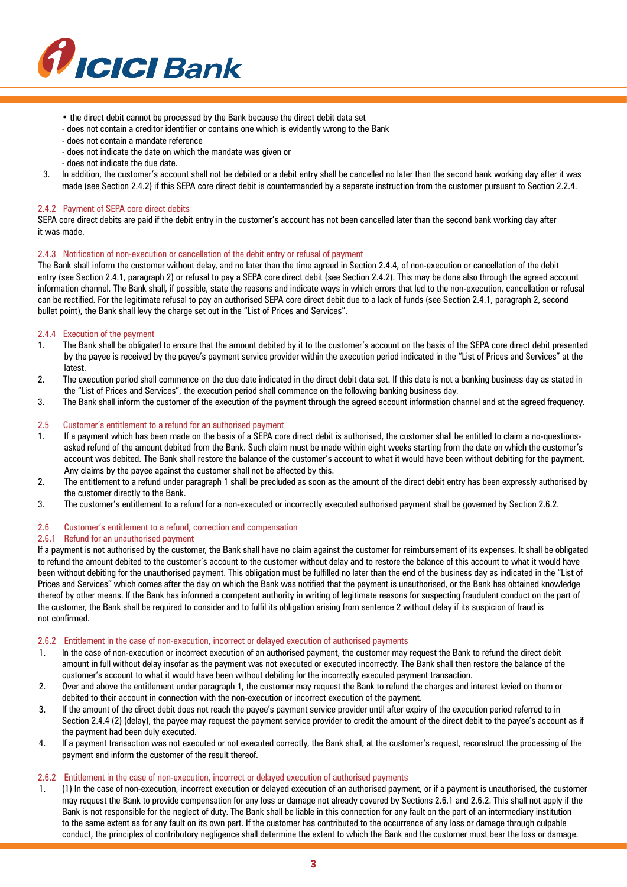- the direct debit cannot be processed by the Bank because the direct debit data set
  - does not contain a creditor identifier or contains one which is evidently wrong to the Bank
  - does not contain a mandate reference
  - does not indicate the date on which the mandate was given or
  - does not indicate the due date.

3. In addition, the customer's account shall not be debited or a debit entry shall be cancelled no later than the second bank working day after it was made (see Section 2.4.2) if this SEPA core direct debit is countermanded by a separate instruction from the customer pursuant to Section 2.2.4.

#### 2.4.2 Payment of SEPA core direct debits

SEPA core direct debits are paid if the debit entry in the customer's account has not been cancelled later than the second bank working day after it was made.

#### 2.4.3 Notification of non-execution or cancellation of the debit entry or refusal of payment

The Bank shall inform the customer without delay, and no later than the time agreed in Section 2.4.4, of non-execution or cancellation of the debit entry (see Section 2.4.1, paragraph 2) or refusal to pay a SEPA core direct debit (see Section 2.4.2). This may be done also through the agreed account information channel. The Bank shall, if possible, state the reasons and indicate ways in which errors that led to the non-execution, cancellation or refusal can be rectified. For the legitimate refusal to pay an authorised SEPA core direct debit due to a lack of funds (see Section 2.4.1, paragraph 2, second bullet point), the Bank shall levy the charge set out in the "List of Prices and Services".

#### 2.4.4 Execution of the payment

1. The Bank shall be obligated to ensure that the amount debited by it to the customer's account on the basis of the SEPA core direct debit presented by the payee is received by the payee's payment service provider within the execution period indicated in the "List of Prices and Services" at the latest.
2. The execution period shall commence on the due date indicated in the direct debit data set. If this date is not a banking business day as stated in the "List of Prices and Services", the execution period shall commence on the following banking business day.
3. The Bank shall inform the customer of the execution of the payment through the agreed account information channel and at the agreed frequency.

### 2.5 Customer's entitlement to a refund for an authorised payment

1. If a payment which has been made on the basis of a SEPA core direct debit is authorised, the customer shall be entitled to claim a no-questions-asked refund of the amount debited from the Bank. Such claim must be made within eight weeks starting from the date on which the customer's account was debited. The Bank shall restore the balance of the customer's account to what it would have been without debiting for the payment. Any claims by the payee against the customer shall not be affected by this.
2. The entitlement to a refund under paragraph 1 shall be precluded as soon as the amount of the direct debit entry has been expressly authorised by the customer directly to the Bank.
3. The customer's entitlement to a refund for a non-executed or incorrectly executed authorised payment shall be governed by Section 2.6.2.

### 2.6 Customer's entitlement to a refund, correction and compensation

#### 2.6.1 Refund for an unauthorised payment

If a payment is not authorised by the customer, the Bank shall have no claim against the customer for reimbursement of its expenses. It shall be obligated to refund the amount debited to the customer's account to the customer without delay and to restore the balance of this account to what it would have been without debiting for the unauthorised payment. This obligation must be fulfilled no later than the end of the business day as indicated in the "List of Prices and Services" which comes after the day on which the Bank was notified that the payment is unauthorised, or the Bank has obtained knowledge thereof by other means. If the Bank has informed a competent authority in writing of legitimate reasons for suspecting fraudulent conduct on the part of the customer, the Bank shall be required to consider and to fulfil its obligation arising from sentence 2 without delay if its suspicion of fraud is not confirmed.

#### 2.6.2 Entitlement in the case of non-execution, incorrect or delayed execution of authorised payments

1. In the case of non-execution or incorrect execution of an authorised payment, the customer may request the Bank to refund the direct debit amount in full without delay insofar as the payment was not executed or executed incorrectly. The Bank shall then restore the balance of the customer's account to what it would have been without debiting for the incorrectly executed payment transaction.
2. Over and above the entitlement under paragraph 1, the customer may request the Bank to refund the charges and interest levied on them or debited to their account in connection with the non-execution or incorrect execution of the payment.
3. If the amount of the direct debit does not reach the payee's payment service provider until after expiry of the execution period referred to in Section 2.4.4 (2) (delay), the payee may request the payment service provider to credit the amount of the direct debit to the payee's account as if the payment had been duly executed.
4. If a payment transaction was not executed or not executed correctly, the Bank shall, at the customer's request, reconstruct the processing of the payment and inform the customer of the result thereof.

#### 2.6.2 Entitlement in the case of non-execution, incorrect or delayed execution of authorised payments

1. (1) In the case of non-execution, incorrect execution or delayed execution of an authorised payment, or if a payment is unauthorised, the customer may request the Bank to provide compensation for any loss or damage not already covered by Sections 2.6.1 and 2.6.2. This shall not apply if the Bank is not responsible for the neglect of duty. The Bank shall be liable in this connection for any fault on the part of an intermediary institution to the same extent as for any fault on its own part. If the customer has contributed to the occurrence of any loss or damage through culpable conduct, the principles of contributory negligence shall determine the extent to which the Bank and the customer must bear the loss or damage.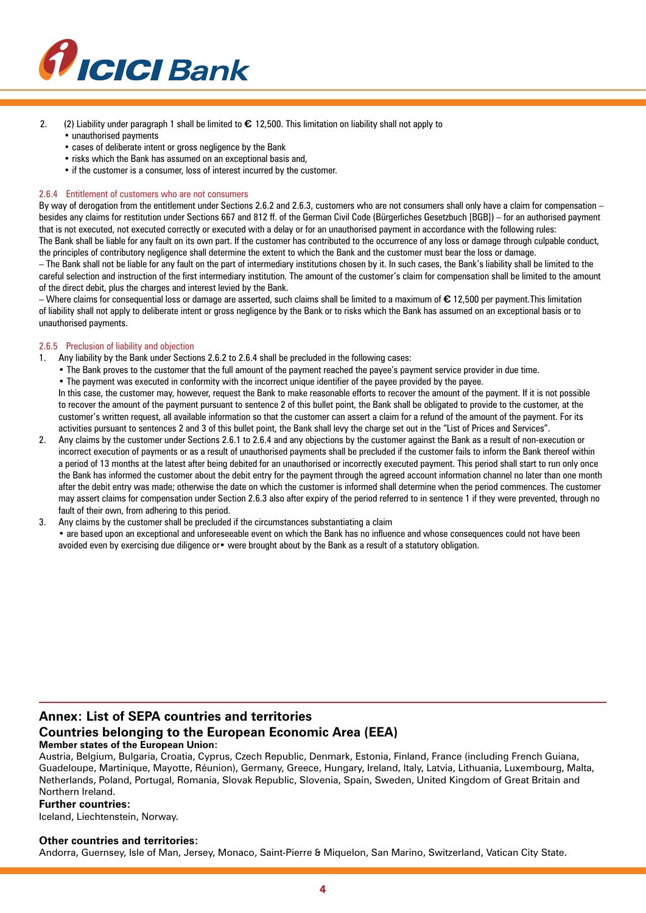2. (2) Liability under paragraph 1 shall be limited to € 12,500. This limitation on liability shall not apply to
   - unauthorised payments
   - cases of deliberate intent or gross negligence by the Bank
   - risks which the Bank has assumed on an exceptional basis and,
   - if the customer is a consumer, loss of interest incurred by the customer.

### 2.6.4 Entitlement of customers who are not consumers

By way of derogation from the entitlement under Sections 2.6.2 and 2.6.3, customers who are not consumers shall only have a claim for compensation – besides any claims for restitution under Sections 667 and 812 ff. of the German Civil Code (Bürgerliches Gesetzbuch [BGB]) – for an authorised payment that is not executed, not executed correctly or executed with a delay or for an unauthorised payment in accordance with the following rules:

The Bank shall be liable for any fault on its own part. If the customer has contributed to the occurrence of any loss or damage through culpable conduct, the principles of contributory negligence shall determine the extent to which the Bank and the customer must bear the loss or damage.

– The Bank shall not be liable for any fault on the part of intermediary institutions chosen by it. In such cases, the Bank's liability shall be limited to the careful selection and instruction of the first intermediary institution. The amount of the customer's claim for compensation shall be limited to the amount of the direct debit, plus the charges and interest levied by the Bank.

– Where claims for consequential loss or damage are asserted, such claims shall be limited to a maximum of € 12,500 per payment.This limitation of liability shall not apply to deliberate intent or gross negligence by the Bank or to risks which the Bank has assumed on an exceptional basis or to unauthorised payments.

### 2.6.5 Preclusion of liability and objection

1. Any liability by the Bank under Sections 2.6.2 to 2.6.4 shall be precluded in the following cases:
   - The Bank proves to the customer that the full amount of the payment reached the payee's payment service provider in due time.
   - The payment was executed in conformity with the incorrect unique identifier of the payee provided by the payee.

   In this case, the customer may, however, request the Bank to make reasonable efforts to recover the amount of the payment. If it is not possible to recover the amount of the payment pursuant to sentence 2 of this bullet point, the Bank shall be obligated to provide to the customer, at the customer's written request, all available information so that the customer can assert a claim for a refund of the amount of the payment. For its activities pursuant to sentences 2 and 3 of this bullet point, the Bank shall levy the charge set out in the "List of Prices and Services".
2. Any claims by the customer under Sections 2.6.1 to 2.6.4 and any objections by the customer against the Bank as a result of non-execution or incorrect execution of payments or as a result of unauthorised payments shall be precluded if the customer fails to inform the Bank thereof within a period of 13 months at the latest after being debited for an unauthorised or incorrectly executed payment. This period shall start to run only once the Bank has informed the customer about the debit entry for the payment through the agreed account information channel no later than one month after the debit entry was made; otherwise the date on which the customer is informed shall determine when the period commences. The customer may assert claims for compensation under Section 2.6.3 also after expiry of the period referred to in sentence 1 if they were prevented, through no fault of their own, from adhering to this period.
3. Any claims by the customer shall be precluded if the circumstances substantiating a claim
   - are based upon an exceptional and unforeseeable event on which the Bank has no influence and whose consequences could not have been avoided even by exercising due diligence or• were brought about by the Bank as a result of a statutory obligation.

## Annex: List of SEPA countries and territories

## Countries belonging to the European Economic Area (EEA)

**Member states of the European Union:**

Austria, Belgium, Bulgaria, Croatia, Cyprus, Czech Republic, Denmark, Estonia, Finland, France (including French Guiana, Guadeloupe, Martinique, Mayotte, Réunion), Germany, Greece, Hungary, Ireland, Italy, Latvia, Lithuania, Luxembourg, Malta, Netherlands, Poland, Portugal, Romania, Slovak Republic, Slovenia, Spain, Sweden, United Kingdom of Great Britain and Northern Ireland.

**Further countries:**

Iceland, Liechtenstein, Norway.

**Other countries and territories:**

Andorra, Guernsey, Isle of Man, Jersey, Monaco, Saint-Pierre & Miquelon, San Marino, Switzerland, Vatican City State.